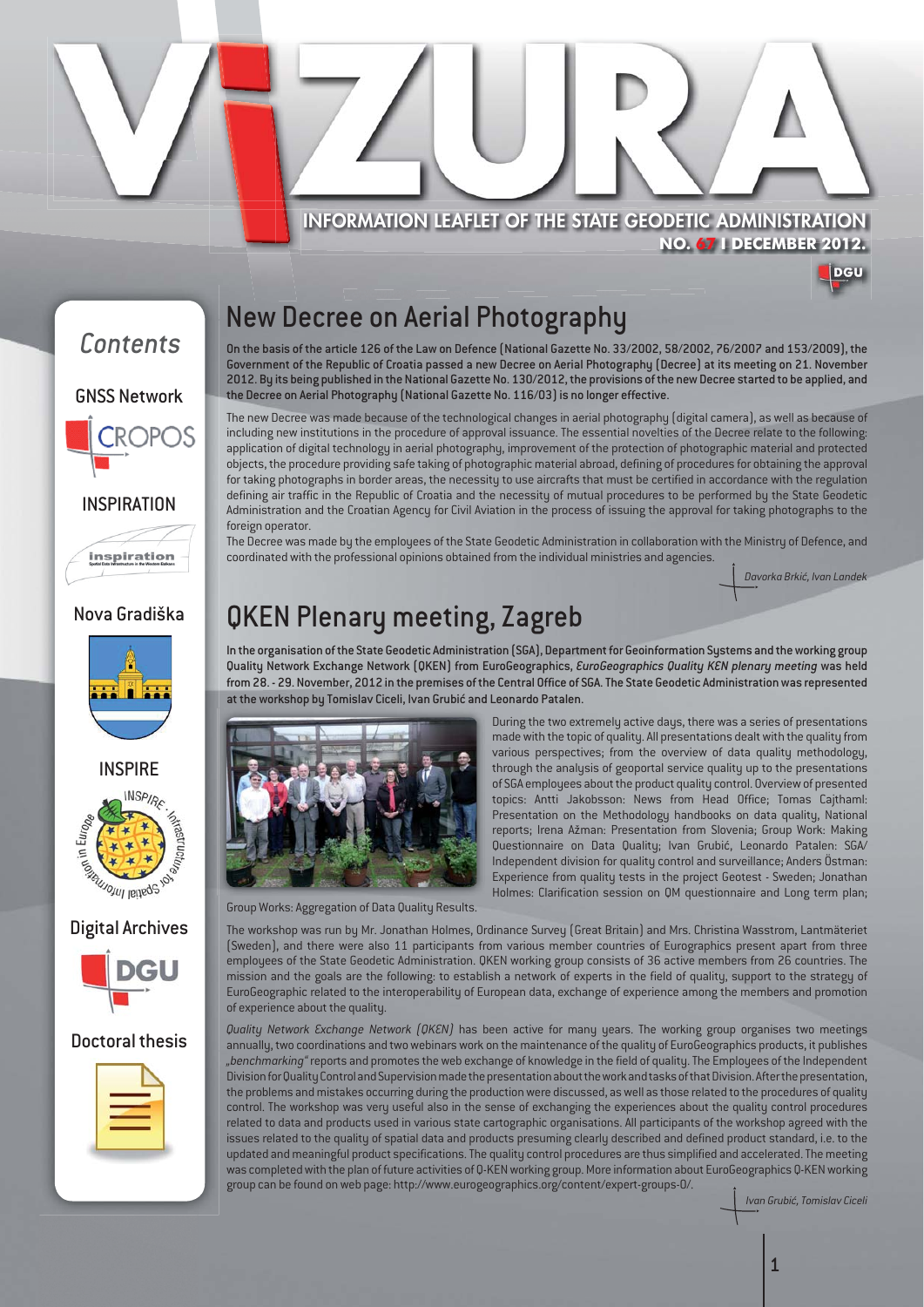# VIZURA

INFORMATION LEAFLET OF THE STATE GEODETIC ADMINISTRATION

NO. 67 I DECEMBER 2012.

## Contents

- GNSS Network
- INSPIRATION
- Nova Gradiška
- INSPIRE
- Digital Archives
- Doctoral thesis

## New Decree on Aerial Photography

**On the basis of the article 126 of the Law on Defence (National Gazette No. 33/2002, 58/2002, 76/2007 and 153/2009), the Government of the Republic of Croatia passed a new Decree on Aerial Photography (Decree) at its meeting on 21. November 2012. By its being published in the National Gazette No. 130/2012, the provisions of the new Decree started to be applied, and the Decree on Aerial Photography (National Gazette No. 116/03) is no longer effective.**

The new Decree was made because of the technological changes in aerial photography (digital camera), as well as because of including new institutions in the procedure of approval issuance. The essential novelties of the Decree relate to the following: application of digital technology in aerial photography, improvement of the protection of photographic material and protected objects, the procedure providing safe taking of photographic material abroad, defining of procedures for obtaining the approval for taking photographs in border areas, the necessity to use aircrafts that must be certified in accordance with the regulation defining air traffic in the Republic of Croatia and the necessity of mutual procedures to be performed by the State Geodetic Administration and the Croatian Agency for Civil Aviation in the process of issuing the approval for taking photographs to the foreign operator.

The Decree was made by the employees of the State Geodetic Administration in collaboration with the Ministry of Defence, and coordinated with the professional opinions obtained from the individual ministries and agencies.

*Davorka Brkić, Ivan Landek*

## QKEN Plenary meeting, Zagreb

**In the organisation of the State Geodetic Administration (SGA), Department for Geoinformation Systems and the working group Quality Network Exchange Network (QKEN) from EuroGeographics, *EuroGeographics Quality KEN plenary meeting* was held from 28. - 29. November, 2012 in the premises of the Central Office of SGA. The State Geodetic Administration was represented at the workshop by Tomislav Ciceli, Ivan Grubić and Leonardo Patalen.**

Group Works: Aggregation of Data Quality Results.

During the two extremely active days, there was a series of presentations made with the topic of quality. All presentations dealt with the quality from various perspectives; from the overview of data quality methodology, through the analysis of geoportal service quality up to the presentations of SGA employees about the product quality control. Overview of presented topics: Antti Jakobsson: News from Head Office; Tomas Cajthaml: Presentation on the Methodology handbooks on data quality, National reports; Irena Ažman: Presentation from Slovenia; Group Work: Making Questionnaire on Data Quality; Ivan Grubić, Leonardo Patalen: SGA/ Independent division for quality control and surveillance; Anders Östman: Experience from quality tests in the project Geotest - Sweden; Jonathan Holmes: Clarification session on QM questionnaire and Long term plan;

The workshop was run by Mr. Jonathan Holmes, Ordinance Survey (Great Britain) and Mrs. Christina Wasstrom, Lantmäteriet (Sweden), and there were also 11 participants from various member countries of Eurographics present apart from three employees of the State Geodetic Administration. QKEN working group consists of 36 active members from 26 countries. The mission and the goals are the following: to establish a network of experts in the field of quality, support to the strategy of EuroGeographic related to the interoperability of European data, exchange of experience among the members and promotion of experience about the quality.

*Quality Network Exchange Network (QKEN)* has been active for many years. The working group organises two meetings annually, two coordinations and two webinars work on the maintenance of the quality of EuroGeographics products, it publishes *„benchmarking"* reports and promotes the web exchange of knowledge in the field of quality. The Employees of the Independent Division for Quality Control and Supervision made the presentation about the work and tasks of that Division. After the presentation, the problems and mistakes occurring during the production were discussed, as well as those related to the procedures of quality control. The workshop was very useful also in the sense of exchanging the experiences about the quality control procedures related to data and products used in various state cartographic organisations. All participants of the workshop agreed with the issues related to the quality of spatial data and products presuming clearly described and defined product standard, i.e. to the updated and meaningful product specifications. The quality control procedures are thus simplified and accelerated. The meeting was completed with the plan of future activities of Q-KEN working group. More information about EuroGeographics Q-KEN working group can be found on web page: http://www.eurogeographics.org/content/expert-groups-0/.

*Ivan Grubić, Tomislav Ciceli*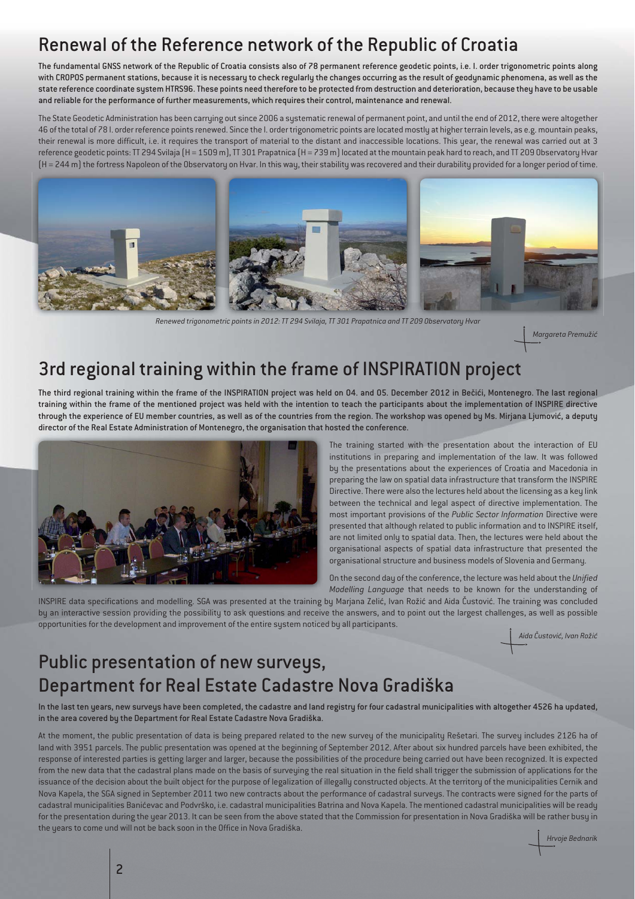## Renewal of the Reference network of the Republic of Croatia

**The fundamental GNSS network of the Republic of Croatia consists also of 78 permanent reference geodetic points, i.e. I. order trigonometric points along with CROPOS permanent stations, because it is necessary to check regularly the changes occurring as the result of geodynamic phenomena, as well as the state reference coordinate system HTRS96. These points need therefore to be protected from destruction and deterioration, because they have to be usable and reliable for the performance of further measurements, which requires their control, maintenance and renewal.**

The State Geodetic Administration has been carrying out since 2006 a systematic renewal of permanent point, and until the end of 2012, there were altogether 46 of the total of 78 I. order reference points renewed. Since the I. order trigonometric points are located mostly at higher terrain levels, as e.g. mountain peaks, their renewal is more difficult, i.e. it requires the transport of material to the distant and inaccessible locations. This year, the renewal was carried out at 3 reference geodetic points: TT 294 Svilaja (H = 1509 m), TT 301 Prapatnica (H = 739 m) located at the mountain peak hard to reach, and TT 209 Observatory Hvar (H = 244 m) the fortress Napoleon of the Observatory on Hvar. In this way, their stability was recovered and their durability provided for a longer period of time.

*Renewed trigonometric points in 2012: TT 294 Svilaja, TT 301 Prapatnica and TT 209 Observatory Hvar*

*Margareta Premužić*

## 3rd regional training within the frame of INSPIRATION project

**The third regional training within the frame of the INSPIRATION project was held on 04. and 05. December 2012 in Bečići, Montenegro. The last regional training within the frame of the mentioned project was held with the intention to teach the participants about the implementation of INSPIRE directive through the experience of EU member countries, as well as of the countries from the region. The workshop was opened by Ms. Mirjana Ljumović, a deputy director of the Real Estate Administration of Montenegro, the organisation that hosted the conference.**

The training started with the presentation about the interaction of EU institutions in preparing and implementation of the law. It was followed by the presentations about the experiences of Croatia and Macedonia in preparing the law on spatial data infrastructure that transform the INSPIRE Directive. There were also the lectures held about the licensing as a key link between the technical and legal aspect of directive implementation. The most important provisions of the *Public Sector Information* Directive were presented that although related to public information and to INSPIRE itself, are not limited only to spatial data. Then, the lectures were held about the organisational aspects of spatial data infrastructure that presented the organisational structure and business models of Slovenia and Germany.

On the second day of the conference, the lecture was held about the *Unified Modelling Language* that needs to be known for the understanding of INSPIRE data specifications and modelling. SGA was presented at the training by Marjana Zelić, Ivan Rožić and Aida Čustović. The training was concluded by an interactive session providing the possibility to ask questions and receive the answers, and to point out the largest challenges, as well as possible opportunities for the development and improvement of the entire system noticed by all participants.

*Aida Čustović, Ivan Rožić*

## Public presentation of new surveys, Department for Real Estate Cadastre Nova Gradiška

**In the last ten years, new surveys have been completed, the cadastre and land registry for four cadastral municipalities with altogether 4526 ha updated, in the area covered by the Department for Real Estate Cadastre Nova Gradiška.**

At the moment, the public presentation of data is being prepared related to the new survey of the municipality Rešetari. The survey includes 2126 ha of land with 3951 parcels. The public presentation was opened at the beginning of September 2012. After about six hundred parcels have been exhibited, the response of interested parties is getting larger and larger, because the possibilities of the procedure being carried out have been recognized. It is expected from the new data that the cadastral plans made on the basis of surveying the real situation in the field shall trigger the submission of applications for the issuance of the decision about the built object for the purpose of legalization of illegally constructed objects. At the territory of the municipalities Cernik and Nova Kapela, the SGA signed in September 2011 two new contracts about the performance of cadastral surveys. The contracts were signed for the parts of cadastral municipalities Banićevac and Podvrško, i.e. cadastral municipalities Batrina and Nova Kapela. The mentioned cadastral municipalities will be ready for the presentation during the year 2013. It can be seen from the above stated that the Commission for presentation in Nova Gradiška will be rather busy in the years to come und will not be back soon in the Office in Nova Gradiška.

*Hrvoje Bednarik*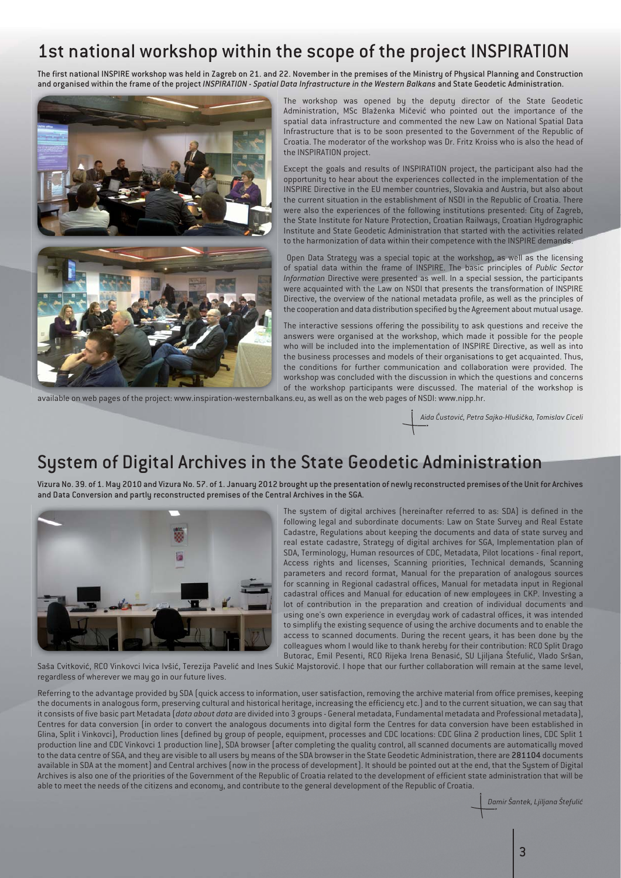# 1st national workshop within the scope of the project INSPIRATION

**The first national INSPIRE workshop was held in Zagreb on 21. and 22. November in the premises of the Ministry of Physical Planning and Construction and organised within the frame of the project *INSPIRATION - Spatial Data Infrastructure in the Western Balkans* and State Geodetic Administration.**

The workshop was opened by the deputy director of the State Geodetic Administration, MSc Blaženka Mičević who pointed out the importance of the spatial data infrastructure and commented the new Law on National Spatial Data Infrastructure that is to be soon presented to the Government of the Republic of Croatia. The moderator of the workshop was Dr. Fritz Kroiss who is also the head of the INSPIRATION project.

Except the goals and results of INSPIRATION project, the participant also had the opportunity to hear about the experiences collected in the implementation of the INSPIRE Directive in the EU member countries, Slovakia and Austria, but also about the current situation in the establishment of NSDI in the Republic of Croatia. There were also the experiences of the following institutions presented: City of Zagreb, the State Institute for Nature Protection, Croatian Railways, Croatian Hydrographic Institute and State Geodetic Administration that started with the activities related to the harmonization of data within their competence with the INSPIRE demands.

Open Data Strategy was a special topic at the workshop, as well as the licensing of spatial data within the frame of INSPIRE. The basic principles of *Public Sector Information* Directive were presented as well. In a special session, the participants were acquainted with the Law on NSDI that presents the transformation of INSPIRE Directive, the overview of the national metadata profile, as well as the principles of the cooperation and data distribution specified by the Agreement about mutual usage.

The interactive sessions offering the possibility to ask questions and receive the answers were organised at the workshop, which made it possible for the people who will be included into the implementation of INSPIRE Directive, as well as into the business processes and models of their organisations to get acquainted. Thus, the conditions for further communication and collaboration were provided. The workshop was concluded with the discussion in which the questions and concerns of the workshop participants were discussed. The material of the workshop is available on web pages of the project: www.inspiration-westernbalkans.eu, as well as on the web pages of NSDI: www.nipp.hr.

*Aida Čustović, Petra Sajko-Hlušička, Tomislav Ciceli*

# System of Digital Archives in the State Geodetic Administration

**Vizura No. 39. of 1. May 2010 and Vizura No. 57. of 1. January 2012 brought up the presentation of newly reconstructed premises of the Unit for Archives and Data Conversion and partly reconstructed premises of the Central Archives in the SGA.**

The system of digital archives (hereinafter referred to as: SDA) is defined in the following legal and subordinate documents: Law on State Survey and Real Estate Cadastre, Regulations about keeping the documents and data of state survey and real estate cadastre, Strategy of digital archives for SGA, Implementation plan of SDA, Terminology, Human resources of CDC, Metadata, Pilot locations - final report, Access rights and licenses, Scanning priorities, Technical demands, Scanning parameters and record format, Manual for the preparation of analogous sources for scanning in Regional cadastral offices, Manual for metadata input in Regional cadastral offices and Manual for education of new employees in CKP. Investing a lot of contribution in the preparation and creation of individual documents and using one's own experience in everyday work of cadastral offices, it was intended to simplify the existing sequence of using the archive documents and to enable the access to scanned documents. During the recent years, it has been done by the colleagues whom I would like to thank hereby for their contribution: RCO Split Drago Butorac, Emil Pesenti, RCO Rijeka Irena Benasić, SU Ljiljana Štefulić, Vlado Sršan, Saša Cvitković, RCO Vinkovci Ivica Ivšić, Terezija Pavelić and Ines Sukić Majstorović. I hope that our further collaboration will remain at the same level, regardless of wherever we may go in our future lives.

Referring to the advantage provided by SDA (quick access to information, user satisfaction, removing the archive material from office premises, keeping the documents in analogous form, preserving cultural and historical heritage, increasing the efficiency etc.) and to the current situation, we can say that it consists of five basic part Metadata (*data about data* are divided into 3 groups - General metadata, Fundamental metadata and Professional metadata), Centres for data conversion (in order to convert the analogous documents into digital form the Centres for data conversion have been established in Glina, Split i Vinkovci), Production lines (defined by group of people, equipment, processes and CDC locations: CDC Glina 2 production lines, CDC Split 1 production line and CDC Vinkovci 1 production line), SDA browser (after completing the quality control, all scanned documents are automatically moved to the data centre of SGA, and they are visible to all users by means of the SDA browser in the State Geodetic Administration, there are **281104** documents available in SDA at the moment) and Central archives (now in the process of development). It should be pointed out at the end, that the System of Digital Archives is also one of the priorities of the Government of the Republic of Croatia related to the development of efficient state administration that will be able to meet the needs of the citizens and economy, and contribute to the general development of the Republic of Croatia.

*Damir Šantek, Ljiljana Štefulić*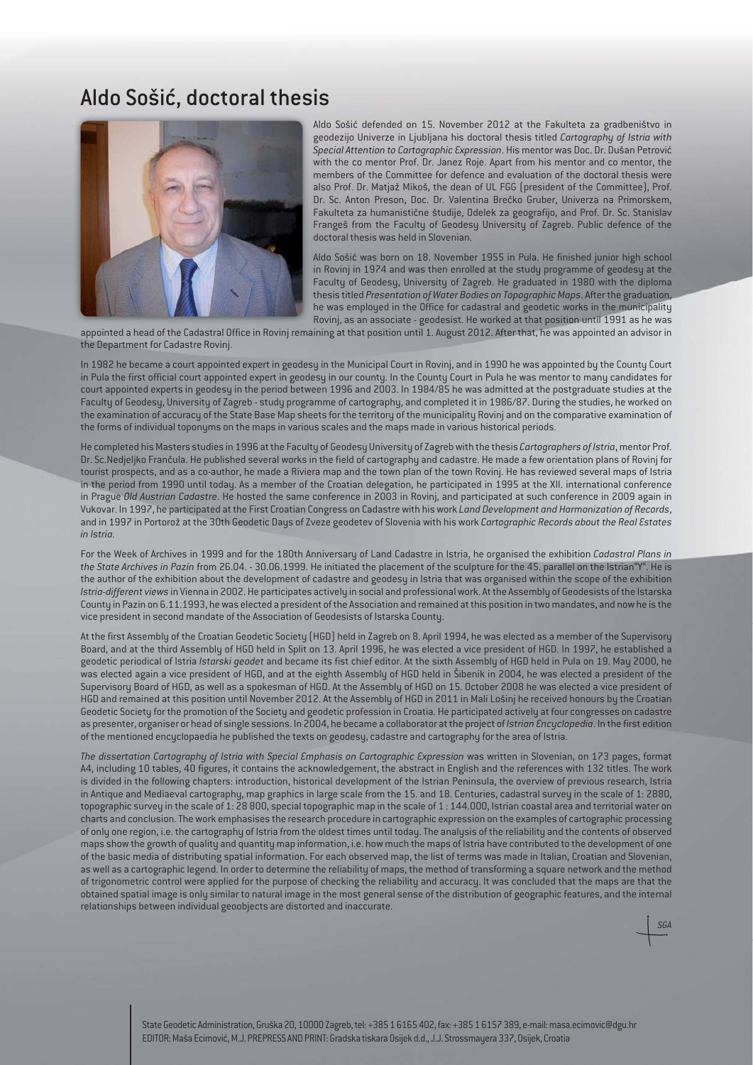# Aldo Sošić, doctoral thesis

Aldo Sošić defended on 15. November 2012 at the Fakulteta za gradbeništvo in geodezijo Univerze in Ljubljana his doctoral thesis titled *Cartography of Istria with Special Attention to Cartographic Expression*. His mentor was Doc. Dr. Dušan Petrović with the co mentor Prof. Dr. Janez Roje. Apart from his mentor and co mentor, the members of the Committee for defence and evaluation of the doctoral thesis were also Prof. Dr. Matjaž Mikoš, the dean of UL FGG (president of the Committee), Prof. Dr. Sc. Anton Preson, Doc. Dr. Valentina Brečko Gruber, Univerza na Primorskem, Fakulteta za humanistične študije, Odelek za geografijo, and Prof. Dr. Sc. Stanislav Frangeš from the Faculty of Geodesy University of Zagreb. Public defence of the doctoral thesis was held in Slovenian.

Aldo Sošić was born on 18. November 1955 in Pula. He finished junior high school in Rovinj in 1974 and was then enrolled at the study programme of geodesy at the Faculty of Geodesy, University of Zagreb. He graduated in 1980 with the diploma thesis titled *Presentation of Water Bodies on Topographic Maps*. After the graduation, he was employed in the Office for cadastral and geodetic works in the municipality Rovinj, as an associate - geodesist. He worked at that position until 1991 as he was appointed a head of the Cadastral Office in Rovinj remaining at that position until 1. August 2012. After that, he was appointed an advisor in the Department for Cadastre Rovinj.

In 1982 he became a court appointed expert in geodesy in the Municipal Court in Rovinj, and in 1990 he was appointed by the County Court in Pula the first official court appointed expert in geodesy in our county. In the County Court in Pula he was mentor to many candidates for court appointed experts in geodesy in the period between 1996 and 2003. In 1984/85 he was admitted at the postgraduate studies at the Faculty of Geodesy, University of Zagreb - study programme of cartography, and completed it in 1986/87. During the studies, he worked on the examination of accuracy of the State Base Map sheets for the territory of the municipality Rovinj and on the comparative examination of the forms of individual toponyms on the maps in various scales and the maps made in various historical periods.

He completed his Masters studies in 1996 at the Faculty of Geodesy University of Zagreb with the thesis *Cartographers of Istria*, mentor Prof. Dr. Sc.Nedjeljko Frančula. He published several works in the field of cartography and cadastre. He made a few orientation plans of Rovinj for tourist prospects, and as a co-author, he made a Riviera map and the town plan of the town Rovinj. He has reviewed several maps of Istria in the period from 1990 until today. As a member of the Croatian delegation, he participated in 1995 at the XII. international conference in Prague *Old Austrian Cadastre*. He hosted the same conference in 2003 in Rovinj, and participated at such conference in 2009 again in Vukovar. In 1997, he participated at the First Croatian Congress on Cadastre with his work *Land Development and Harmonization of Records*, and in 1997 in Portorož at the 30th Geodetic Days of Zveze geodetev of Slovenia with his work *Cartographic Records about the Real Estates in Istria.*

For the Week of Archives in 1999 and for the 180th Anniversary of Land Cadastre in Istria, he organised the exhibition *Cadastral Plans in the State Archives in Pazin* from 26.04. - 30.06.1999. He initiated the placement of the sculpture for the 45. parallel on the Istrian"Y". He is the author of the exhibition about the development of cadastre and geodesy in Istria that was organised within the scope of the exhibition *Istria-different views* in Vienna in 2002. He participates actively in social and professional work. At the Assembly of Geodesists of the Istarska County in Pazin on 6.11.1993, he was elected a president of the Association and remained at this position in two mandates, and now he is the vice president in second mandate of the Association of Geodesists of Istarska County.

At the first Assembly of the Croatian Geodetic Society (HGD) held in Zagreb on 8. April 1994, he was elected as a member of the Supervisory Board, and at the third Assembly of HGD held in Split on 13. April 1996, he was elected a vice president of HGD. In 1997, he established a geodetic periodical of Istria *Istarski geodet* and became its fist chief editor. At the sixth Assembly of HGD held in Pula on 19. May 2000, he was elected again a vice president of HGD, and at the eighth Assembly of HGD held in Šibenik in 2004, he was elected a president of the Supervisory Board of HGD, as well as a spokesman of HGD. At the Assembly of HGD on 15. October 2008 he was elected a vice president of HGD and remained at this position until November 2012. At the Assembly of HGD in 2011 in Mali Lošinj he received honours by the Croatian Geodetic Society for the promotion of the Society and geodetic profession in Croatia. He participated actively at four congresses on cadastre as presenter, organiser or head of single sessions. In 2004, he became a collaborator at the project of *Istrian Encyclopedia*. In the first edition of the mentioned encyclopaedia he published the texts on geodesy, cadastre and cartography for the area of Istria.

*The dissertation Cartography of Istria with Special Emphasis on Cartographic Expression* was written in Slovenian, on 173 pages, format A4, including 10 tables, 40 figures, it contains the acknowledgement, the abstract in English and the references with 132 titles. The work is divided in the following chapters: introduction, historical development of the Istrian Peninsula, the overview of previous research, Istria in Antique and Mediaeval cartography, map graphics in large scale from the 15. and 18. Centuries, cadastral survey in the scale of 1: 2880, topographic survey in the scale of 1: 28 800, special topographic map in the scale of 1 : 144.000, Istrian coastal area and territorial water on charts and conclusion. The work emphasises the research procedure in cartographic expression on the examples of cartographic processing of only one region, i.e. the cartography of Istria from the oldest times until today. The analysis of the reliability and the contents of observed maps show the growth of quality and quantity map information, i.e. how much the maps of Istria have contributed to the development of one of the basic media of distributing spatial information. For each observed map, the list of terms was made in Italian, Croatian and Slovenian, as well as a cartographic legend. In order to determine the reliability of maps, the method of transforming a square network and the method of trigonometric control were applied for the purpose of checking the reliability and accuracy. It was concluded that the maps are that the obtained spatial image is only similar to natural image in the most general sense of the distribution of geographic features, and the internal relationships between individual geoobjects are distorted and inaccurate.

*SGA*

State Geodetic Administration, Gruška 20, 10000 Zagreb, tel: +385 1 6165 402, fax: +385 1 6157 389, e-mail: masa.ecimovic@dgu.hr
EDITOR: Maša Ecimović, M.J. PREPRESS AND PRINT: Gradska tiskara Osijek d.d., J.J. Strossmayera 337, Osijek, Croatia